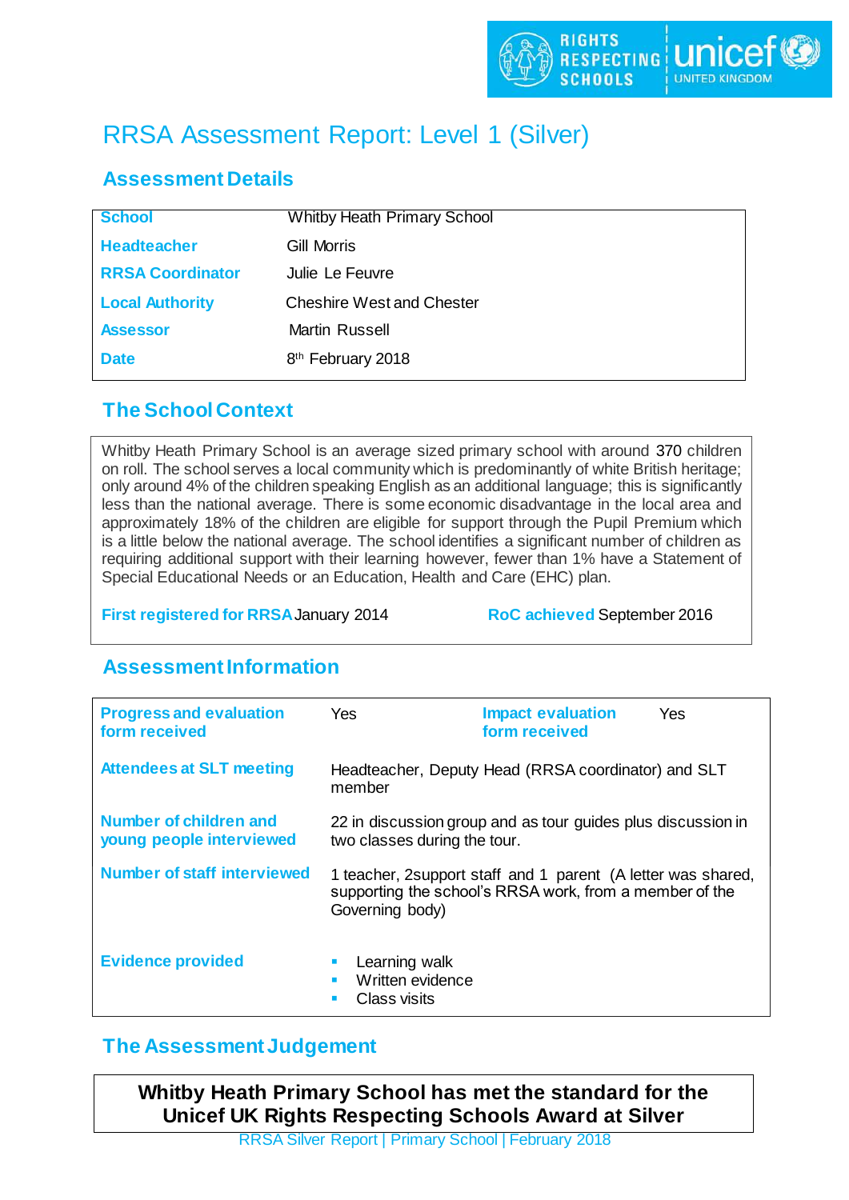# RRSA Assessment Report: Level 1 (Silver)

## Assessment Details

| | |
|---|---|
| **School** | Whitby Heath Primary School |
| **Headteacher** | Gill Morris |
| **RRSA Coordinator** | Julie Le Feuvre |
| **Local Authority** | Cheshire West and Chester |
| **Assessor** | Martin Russell |
| **Date** | 8th February 2018 |

## The School Context

Whitby Heath Primary School is an average sized primary school with around 370 children on roll. The school serves a local community which is predominantly of white British heritage; only around 4% of the children speaking English as an additional language; this is significantly less than the national average. There is some economic disadvantage in the local area and approximately 18% of the children are eligible for support through the Pupil Premium which is a little below the national average. The school identifies a significant number of children as requiring additional support with their learning however, fewer than 1% have a Statement of Special Educational Needs or an Education, Health and Care (EHC) plan.

**First registered for RRSA** January 2014 **RoC achieved** September 2016

## Assessment Information

| | | | |
|---|---|---|---|
| **Progress and evaluation form received** | Yes | **Impact evaluation form received** | Yes |
| **Attendees at SLT meeting** | Headteacher, Deputy Head (RRSA coordinator) and SLT member | | |
| **Number of children and young people interviewed** | 22 in discussion group and as tour guides plus discussion in two classes during the tour. | | |
| **Number of staff interviewed** | 1 teacher, 2support staff and 1 parent (A letter was shared, supporting the school's RRSA work, from a member of the Governing body) | | |
| **Evidence provided** | Learning walk<br>Written evidence<br>Class visits | | |

## The Assessment Judgement

**Whitby Heath Primary School has met the standard for the Unicef UK Rights Respecting Schools Award at Silver**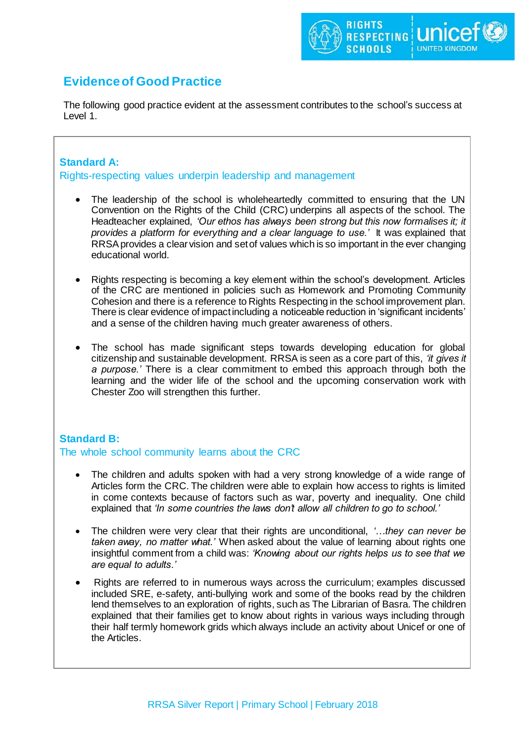## Evidence of Good Practice

The following good practice evident at the assessment contributes to the school's success at Level 1.

### Standard A:
Rights-respecting values underpin leadership and management

- The leadership of the school is wholeheartedly committed to ensuring that the UN Convention on the Rights of the Child (CRC) underpins all aspects of the school. The Headteacher explained, *'Our ethos has always been strong but this now formalises it; it provides a platform for everything and a clear language to use.'* It was explained that RRSA provides a clear vision and set of values which is so important in the ever changing educational world.

- Rights respecting is becoming a key element within the school's development. Articles of the CRC are mentioned in policies such as Homework and Promoting Community Cohesion and there is a reference to Rights Respecting in the school improvement plan. There is clear evidence of impact including a noticeable reduction in 'significant incidents' and a sense of the children having much greater awareness of others.

- The school has made significant steps towards developing education for global citizenship and sustainable development. RRSA is seen as a core part of this, *'it gives it a purpose.'* There is a clear commitment to embed this approach through both the learning and the wider life of the school and the upcoming conservation work with Chester Zoo will strengthen this further.

### Standard B:
The whole school community learns about the CRC

- The children and adults spoken with had a very strong knowledge of a wide range of Articles form the CRC. The children were able to explain how access to rights is limited in come contexts because of factors such as war, poverty and inequality. One child explained that *'In some countries the laws don't allow all children to go to school.'*

- The children were very clear that their rights are unconditional, *'…they can never be taken away, no matter what.'* When asked about the value of learning about rights one insightful comment from a child was: *'Knowing about our rights helps us to see that we are equal to adults.'*

- Rights are referred to in numerous ways across the curriculum; examples discussed included SRE, e-safety, anti-bullying work and some of the books read by the children lend themselves to an exploration of rights, such as The Librarian of Basra. The children explained that their families get to know about rights in various ways including through their half termly homework grids which always include an activity about Unicef or one of the Articles.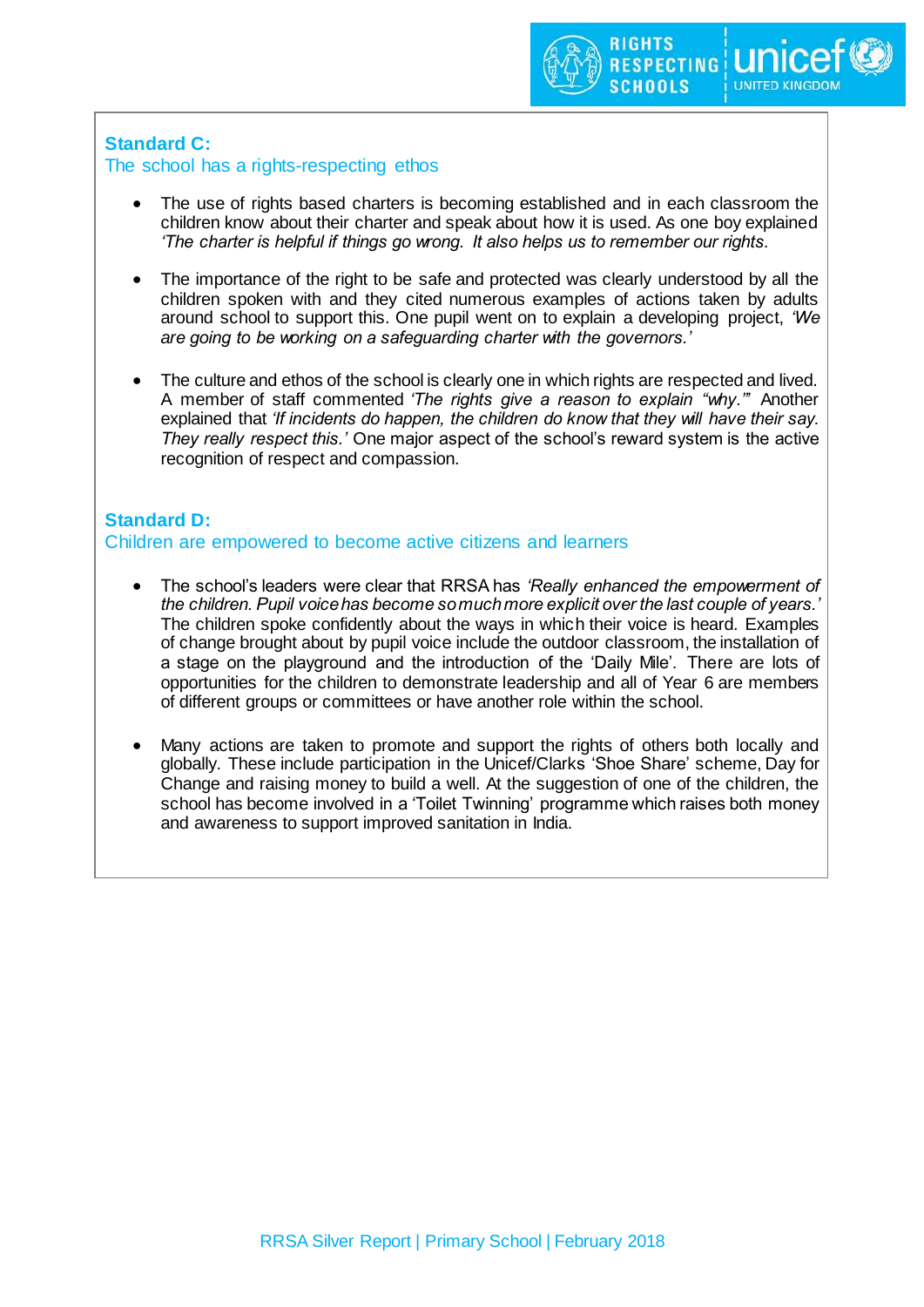## Standard C:
### The school has a rights-respecting ethos

- The use of rights based charters is becoming established and in each classroom the children know about their charter and speak about how it is used. As one boy explained *'The charter is helpful if things go wrong. It also helps us to remember our rights.*

- The importance of the right to be safe and protected was clearly understood by all the children spoken with and they cited numerous examples of actions taken by adults around school to support this. One pupil went on to explain a developing project, *'We are going to be working on a safeguarding charter with the governors.'*

- The culture and ethos of the school is clearly one in which rights are respected and lived. A member of staff commented *'The rights give a reason to explain "why."'* Another explained that *'If incidents do happen, the children do know that they will have their say. They really respect this.'* One major aspect of the school's reward system is the active recognition of respect and compassion.

## Standard D:
### Children are empowered to become active citizens and learners

- The school's leaders were clear that RRSA has *'Really enhanced the empowerment of the children. Pupil voice has become so much more explicit over the last couple of years.'* The children spoke confidently about the ways in which their voice is heard. Examples of change brought about by pupil voice include the outdoor classroom, the installation of a stage on the playground and the introduction of the 'Daily Mile'. There are lots of opportunities for the children to demonstrate leadership and all of Year 6 are members of different groups or committees or have another role within the school.

- Many actions are taken to promote and support the rights of others both locally and globally. These include participation in the Unicef/Clarks 'Shoe Share' scheme, Day for Change and raising money to build a well. At the suggestion of one of the children, the school has become involved in a 'Toilet Twinning' programme which raises both money and awareness to support improved sanitation in India.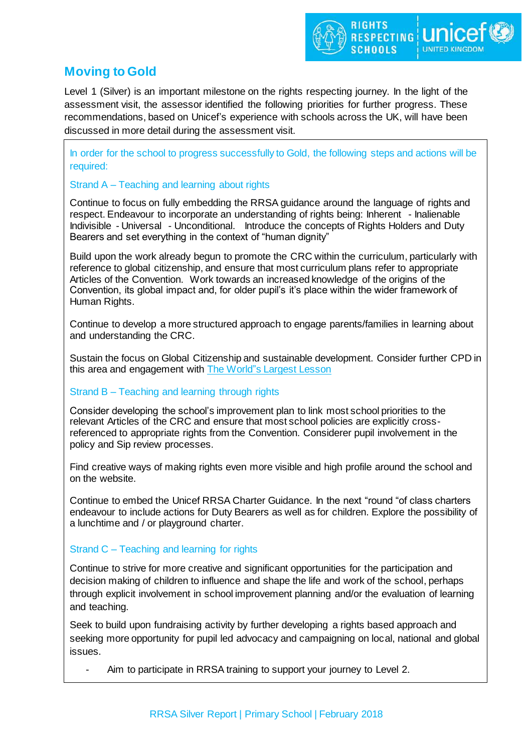## Moving to Gold

Level 1 (Silver) is an important milestone on the rights respecting journey. In the light of the assessment visit, the assessor identified the following priorities for further progress. These recommendations, based on Unicef's experience with schools across the UK, will have been discussed in more detail during the assessment visit.

In order for the school to progress successfully to Gold, the following steps and actions will be required:

### Strand A – Teaching and learning about rights

Continue to focus on fully embedding the RRSA guidance around the language of rights and respect. Endeavour to incorporate an understanding of rights being: Inherent - Inalienable Indivisible - Universal - Unconditional. Introduce the concepts of Rights Holders and Duty Bearers and set everything in the context of "human dignity"

Build upon the work already begun to promote the CRC within the curriculum, particularly with reference to global citizenship, and ensure that most curriculum plans refer to appropriate Articles of the Convention. Work towards an increased knowledge of the origins of the Convention, its global impact and, for older pupil's it's place within the wider framework of Human Rights.

Continue to develop a more structured approach to engage parents/families in learning about and understanding the CRC.

Sustain the focus on Global Citizenship and sustainable development. Consider further CPD in this area and engagement with The World"s Largest Lesson

### Strand B – Teaching and learning through rights

Consider developing the school's improvement plan to link most school priorities to the relevant Articles of the CRC and ensure that most school policies are explicitly cross-referenced to appropriate rights from the Convention. Considerer pupil involvement in the policy and Sip review processes.

Find creative ways of making rights even more visible and high profile around the school and on the website.

Continue to embed the Unicef RRSA Charter Guidance. In the next "round "of class charters endeavour to include actions for Duty Bearers as well as for children. Explore the possibility of a lunchtime and / or playground charter.

### Strand C – Teaching and learning for rights

Continue to strive for more creative and significant opportunities for the participation and decision making of children to influence and shape the life and work of the school, perhaps through explicit involvement in school improvement planning and/or the evaluation of learning and teaching.

Seek to build upon fundraising activity by further developing a rights based approach and seeking more opportunity for pupil led advocacy and campaigning on local, national and global issues.

- Aim to participate in RRSA training to support your journey to Level 2.